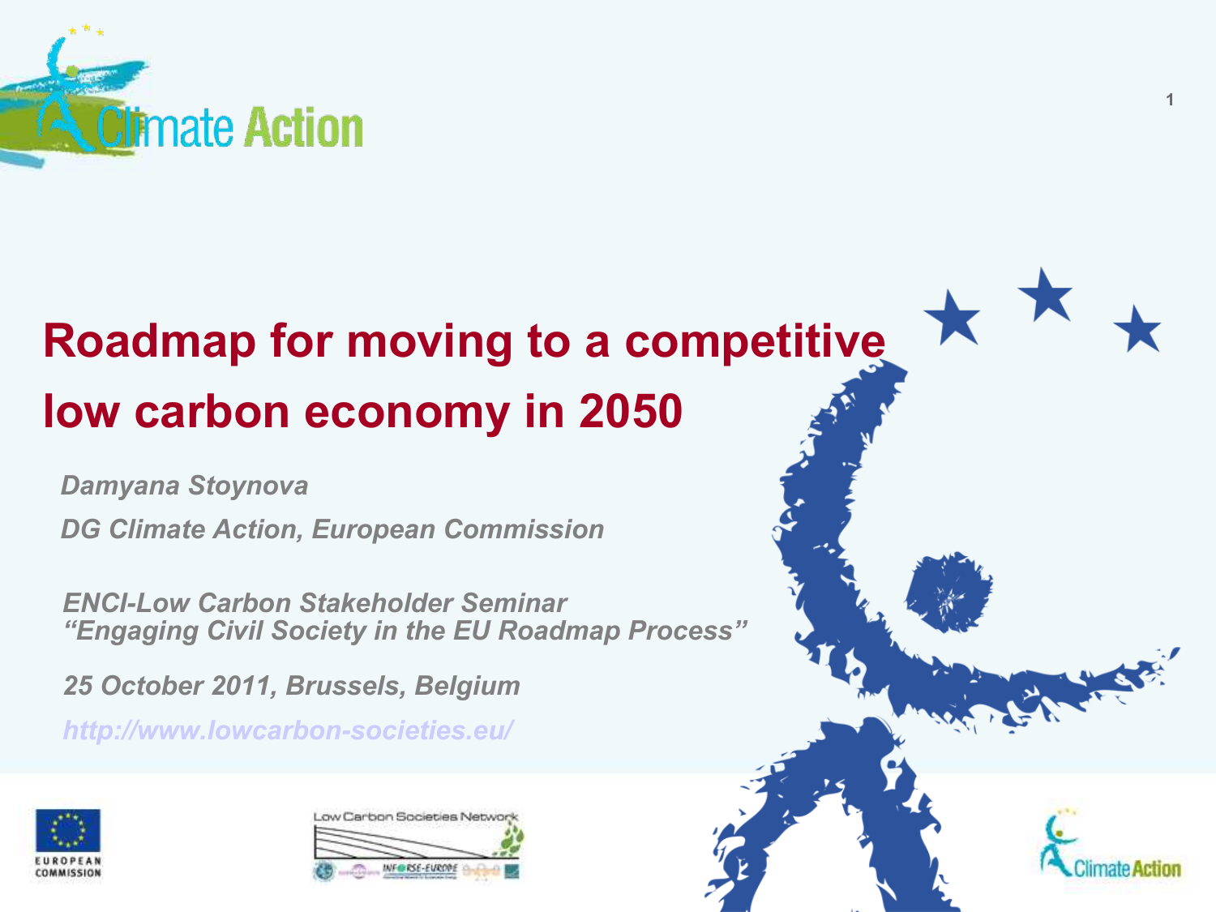# Roadmap for moving to a competitive low carbon economy in 2050

*Damyana Stoynova*

*DG Climate Action, European Commission*

*ENCI-Low Carbon Stakeholder Seminar*
*"Engaging Civil Society in the EU Roadmap Process"*

*25 October 2011, Brussels, Belgium*

*http://www.lowcarbon-societies.eu/*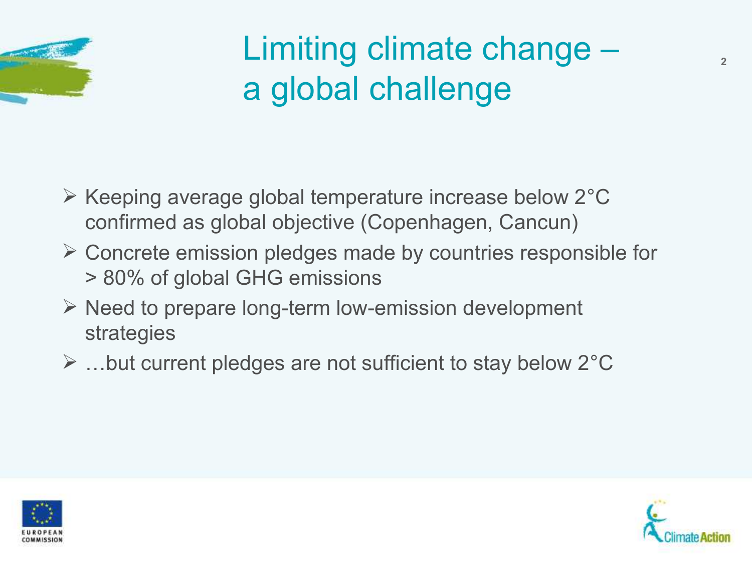# Limiting climate change – a global challenge

- Keeping average global temperature increase below 2°C confirmed as global objective (Copenhagen, Cancun)
- Concrete emission pledges made by countries responsible for > 80% of global GHG emissions
- Need to prepare long-term low-emission development strategies
- …but current pledges are not sufficient to stay below 2°C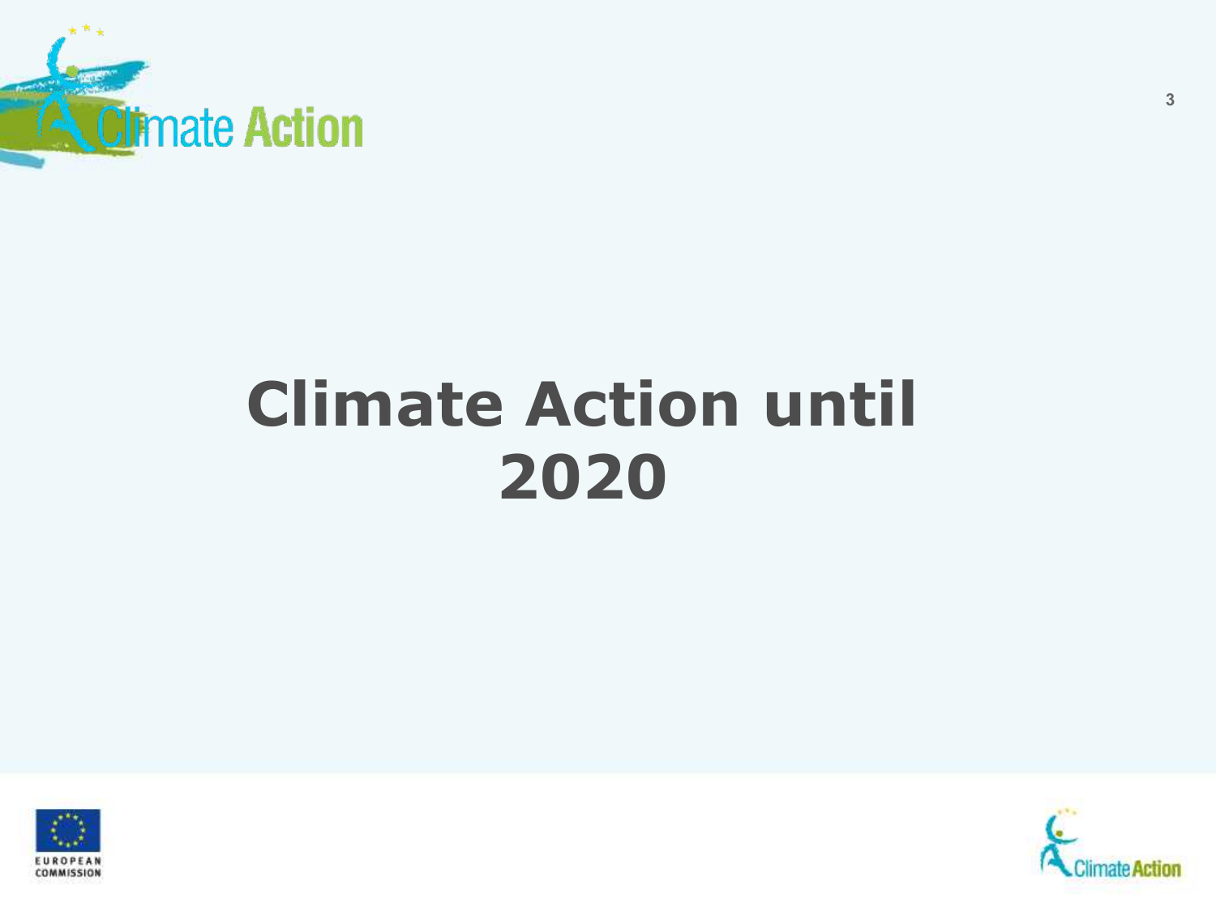# Climate Action until 2020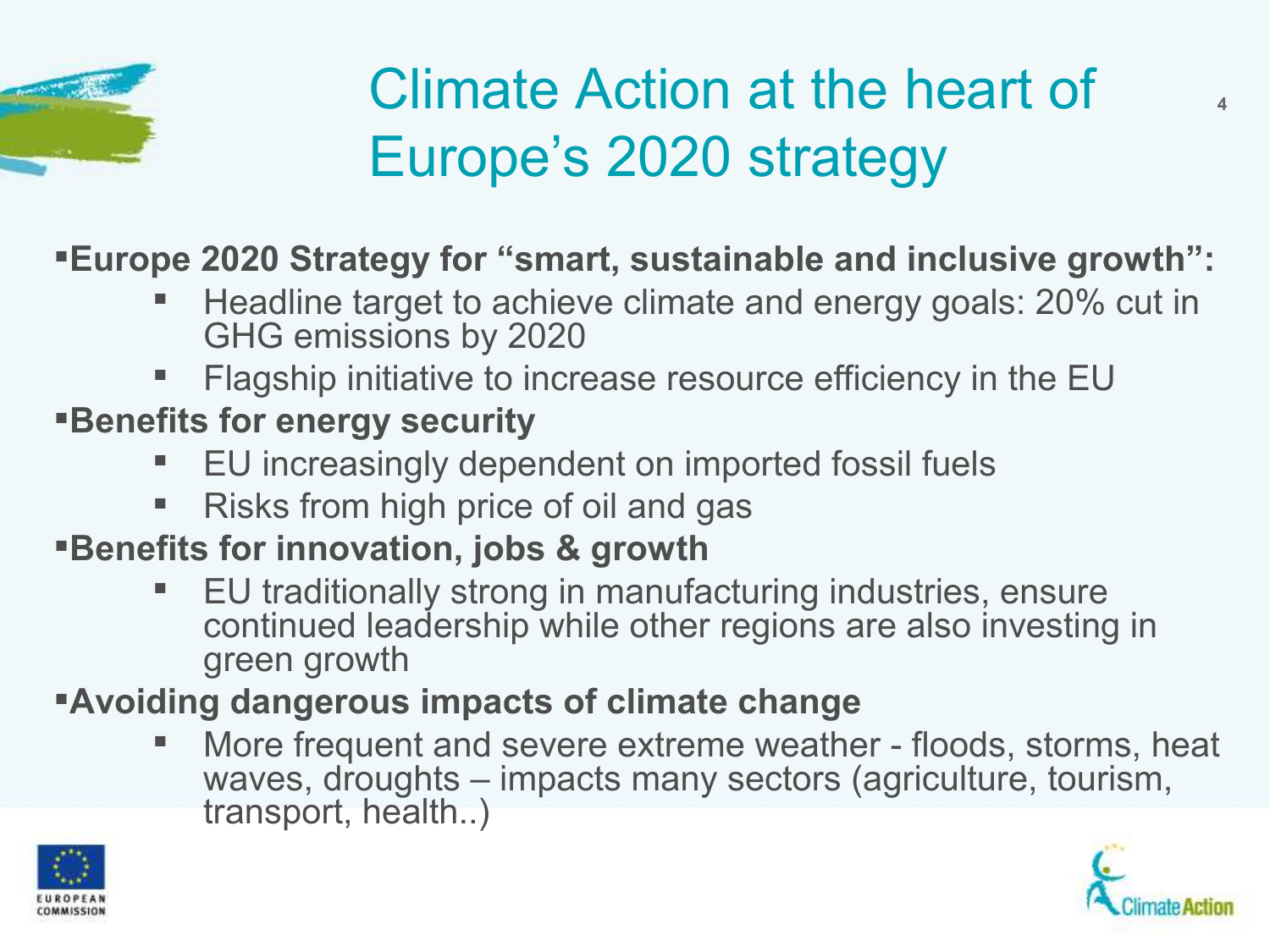# Climate Action at the heart of Europe's 2020 strategy

- **Europe 2020 Strategy for "smart, sustainable and inclusive growth":**
  - Headline target to achieve climate and energy goals: 20% cut in GHG emissions by 2020
  - Flagship initiative to increase resource efficiency in the EU
- **Benefits for energy security**
  - EU increasingly dependent on imported fossil fuels
  - Risks from high price of oil and gas
- **Benefits for innovation, jobs & growth**
  - EU traditionally strong in manufacturing industries, ensure continued leadership while other regions are also investing in green growth
- **Avoiding dangerous impacts of climate change**
  - More frequent and severe extreme weather - floods, storms, heat waves, droughts – impacts many sectors (agriculture, tourism, transport, health..)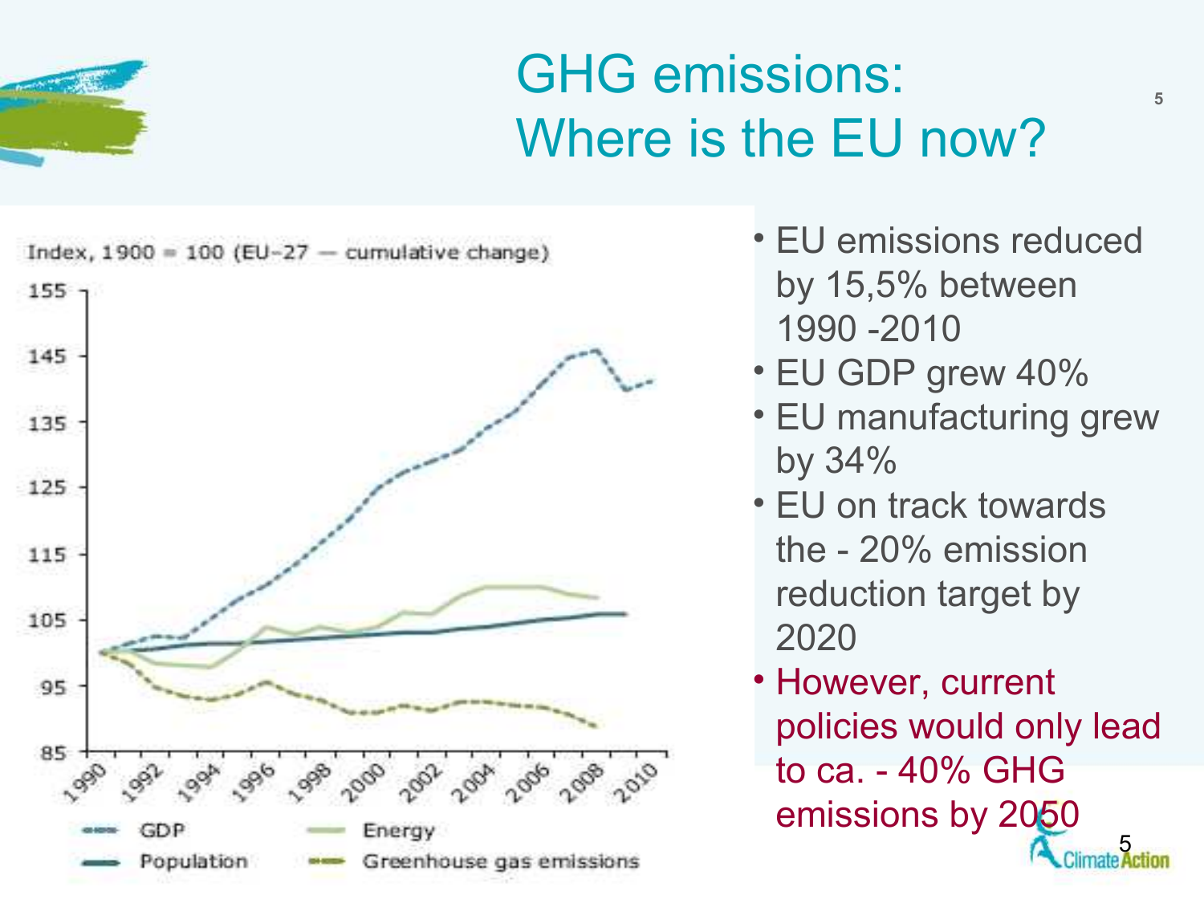# GHG emissions: Where is the EU now?

Index, 1900 = 100 (EU-27 — cumulative change)

155
145
135
125
115
105
95
85

1990 1992 1994 1996 1998 2000 2002 2004 2006 2008 2010

GDP
Population
Energy
Greenhouse gas emissions

- EU emissions reduced by 15,5% between 1990 -2010
- EU GDP grew 40%
- EU manufacturing grew by 34%
- EU on track towards the - 20% emission reduction target by 2020
- However, current policies would only lead to ca. - 40% GHG emissions by 2050

Climate Action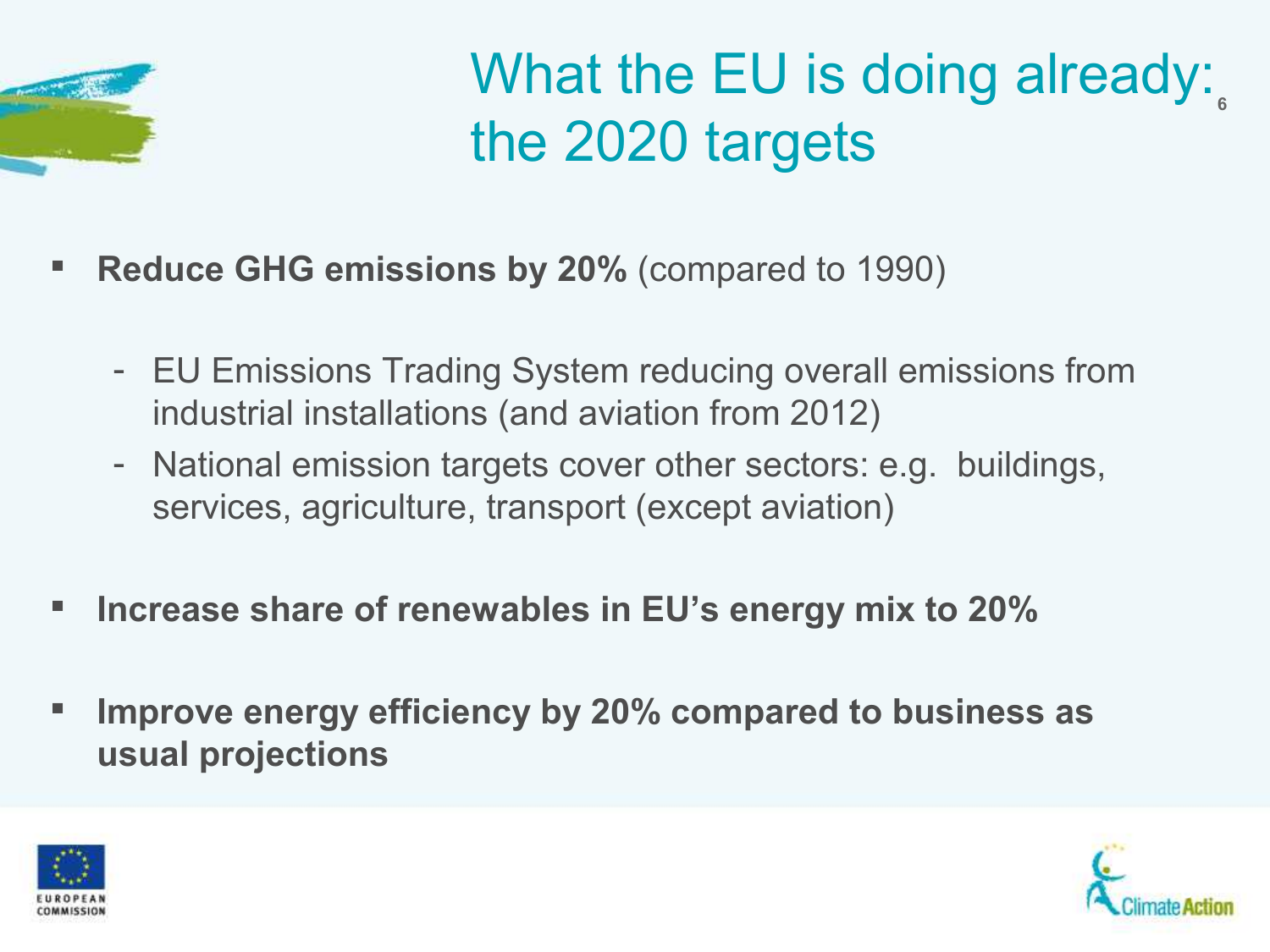# What the EU is doing already: the 2020 targets

- **Reduce GHG emissions by 20%** (compared to 1990)
  - EU Emissions Trading System reducing overall emissions from industrial installations (and aviation from 2012)
  - National emission targets cover other sectors: e.g. buildings, services, agriculture, transport (except aviation)
- **Increase share of renewables in EU's energy mix to 20%**
- **Improve energy efficiency by 20% compared to business as usual projections**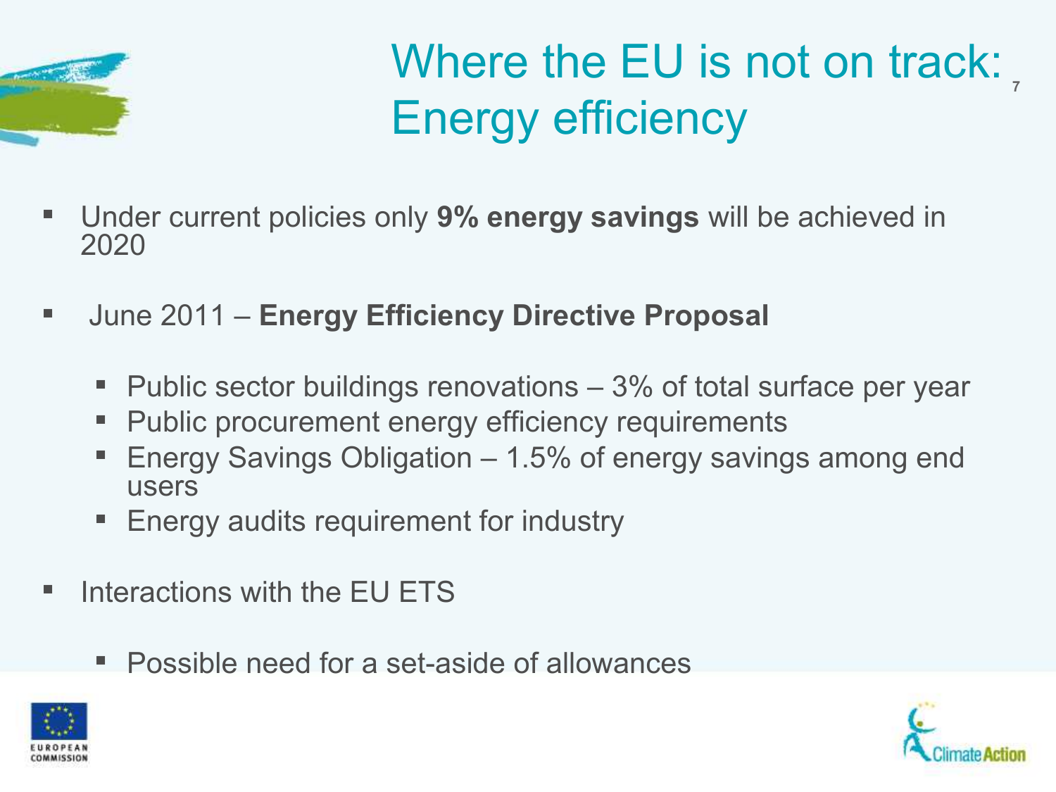# Where the EU is not on track: Energy efficiency

- Under current policies only **9% energy savings** will be achieved in 2020
- June 2011 – **Energy Efficiency Directive Proposal**
  - Public sector buildings renovations – 3% of total surface per year
  - Public procurement energy efficiency requirements
  - Energy Savings Obligation – 1.5% of energy savings among end users
  - Energy audits requirement for industry
- Interactions with the EU ETS
  - Possible need for a set-aside of allowances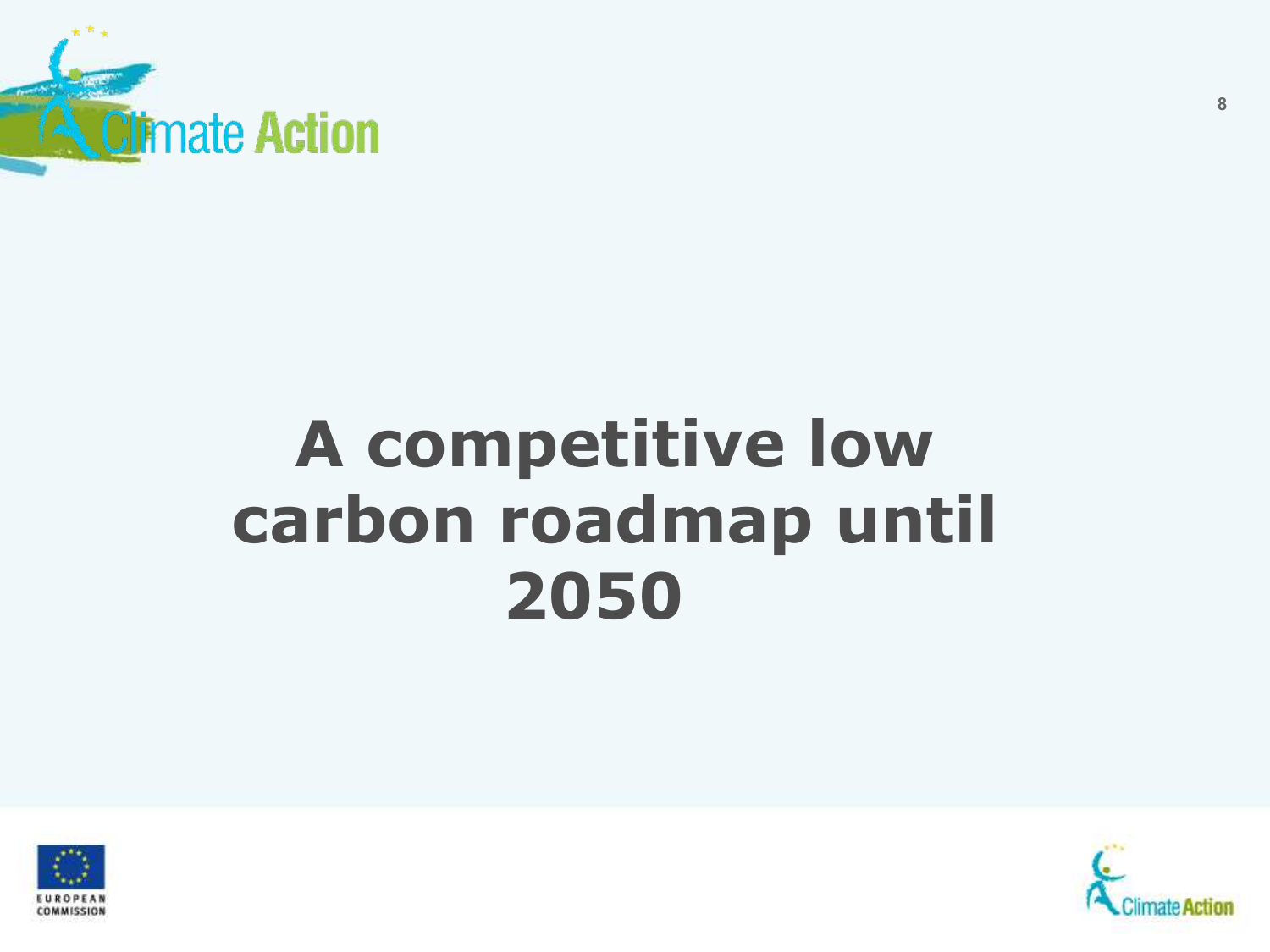# A competitive low carbon roadmap until 2050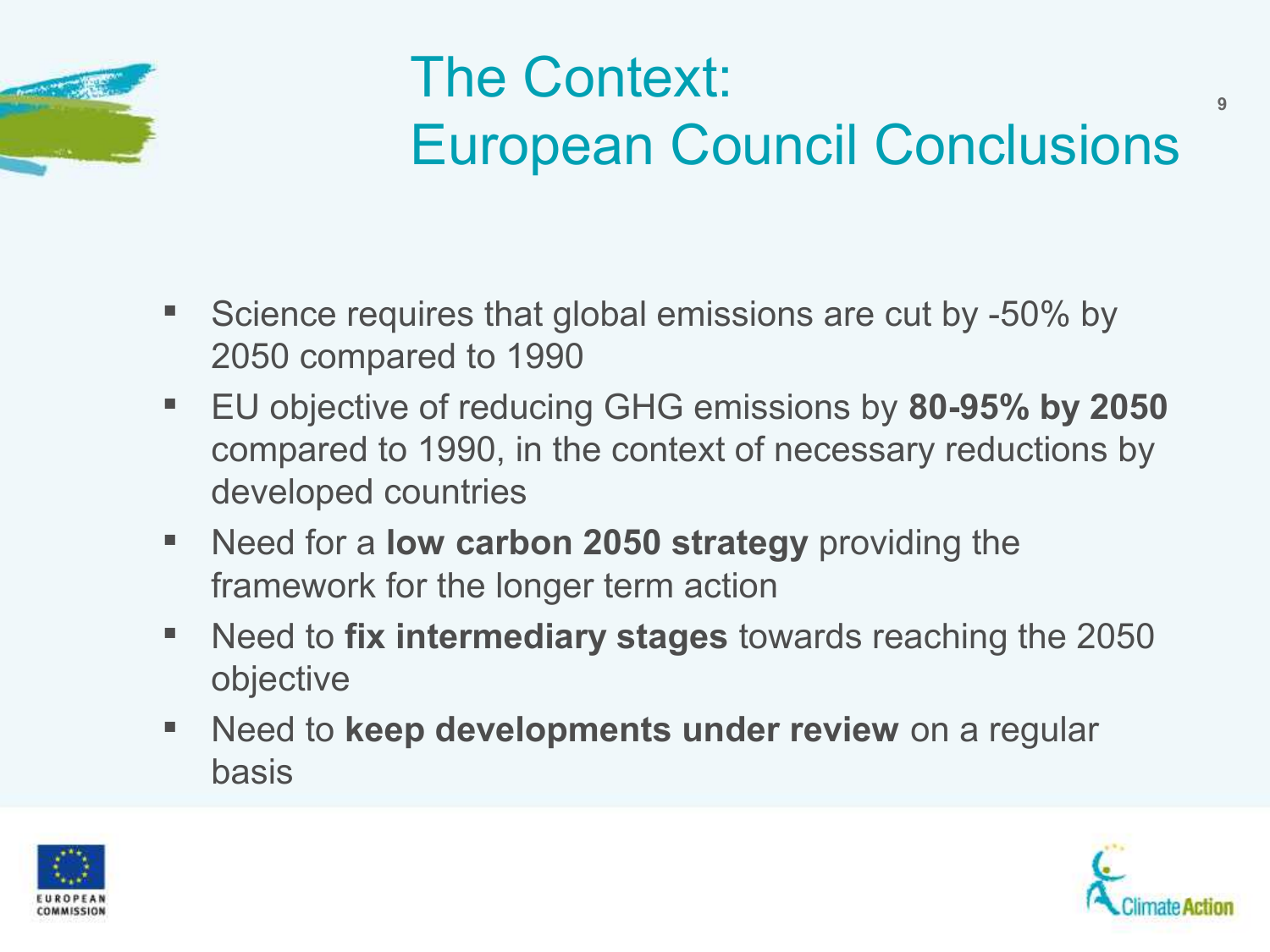# The Context: European Council Conclusions

- Science requires that global emissions are cut by -50% by 2050 compared to 1990
- EU objective of reducing GHG emissions by **80-95% by 2050** compared to 1990, in the context of necessary reductions by developed countries
- Need for a **low carbon 2050 strategy** providing the framework for the longer term action
- Need to **fix intermediary stages** towards reaching the 2050 objective
- Need to **keep developments under review** on a regular basis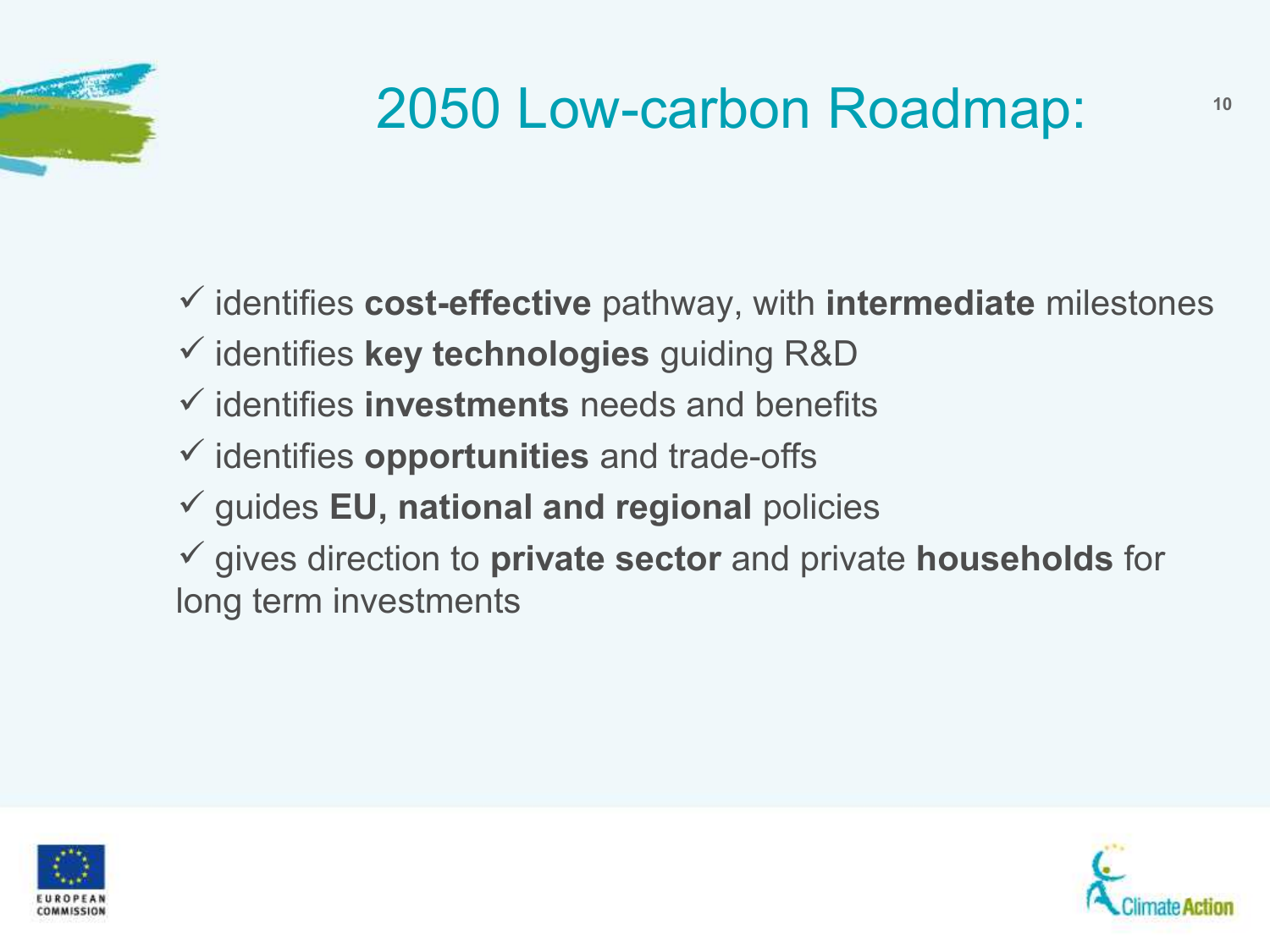# 2050 Low-carbon Roadmap:

- ✓ identifies **cost-effective** pathway, with **intermediate** milestones
- ✓ identifies **key technologies** guiding R&D
- ✓ identifies **investments** needs and benefits
- ✓ identifies **opportunities** and trade-offs
- ✓ guides **EU, national and regional** policies
- ✓ gives direction to **private sector** and private **households** for long term investments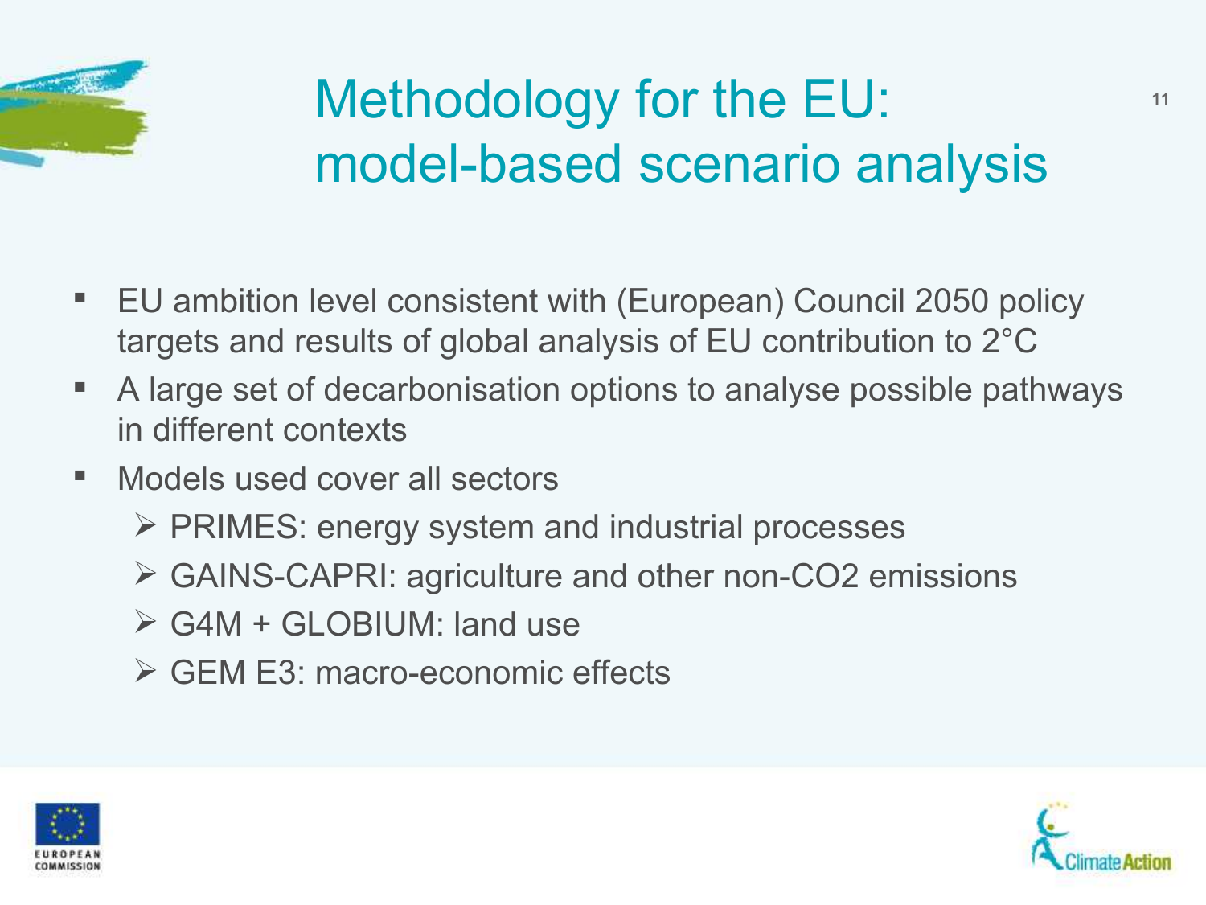# Methodology for the EU: model-based scenario analysis

- EU ambition level consistent with (European) Council 2050 policy targets and results of global analysis of EU contribution to 2°C
- A large set of decarbonisation options to analyse possible pathways in different contexts
- Models used cover all sectors
  - PRIMES: energy system and industrial processes
  - GAINS-CAPRI: agriculture and other non-CO2 emissions
  - G4M + GLOBIUM: land use
  - GEM E3: macro-economic effects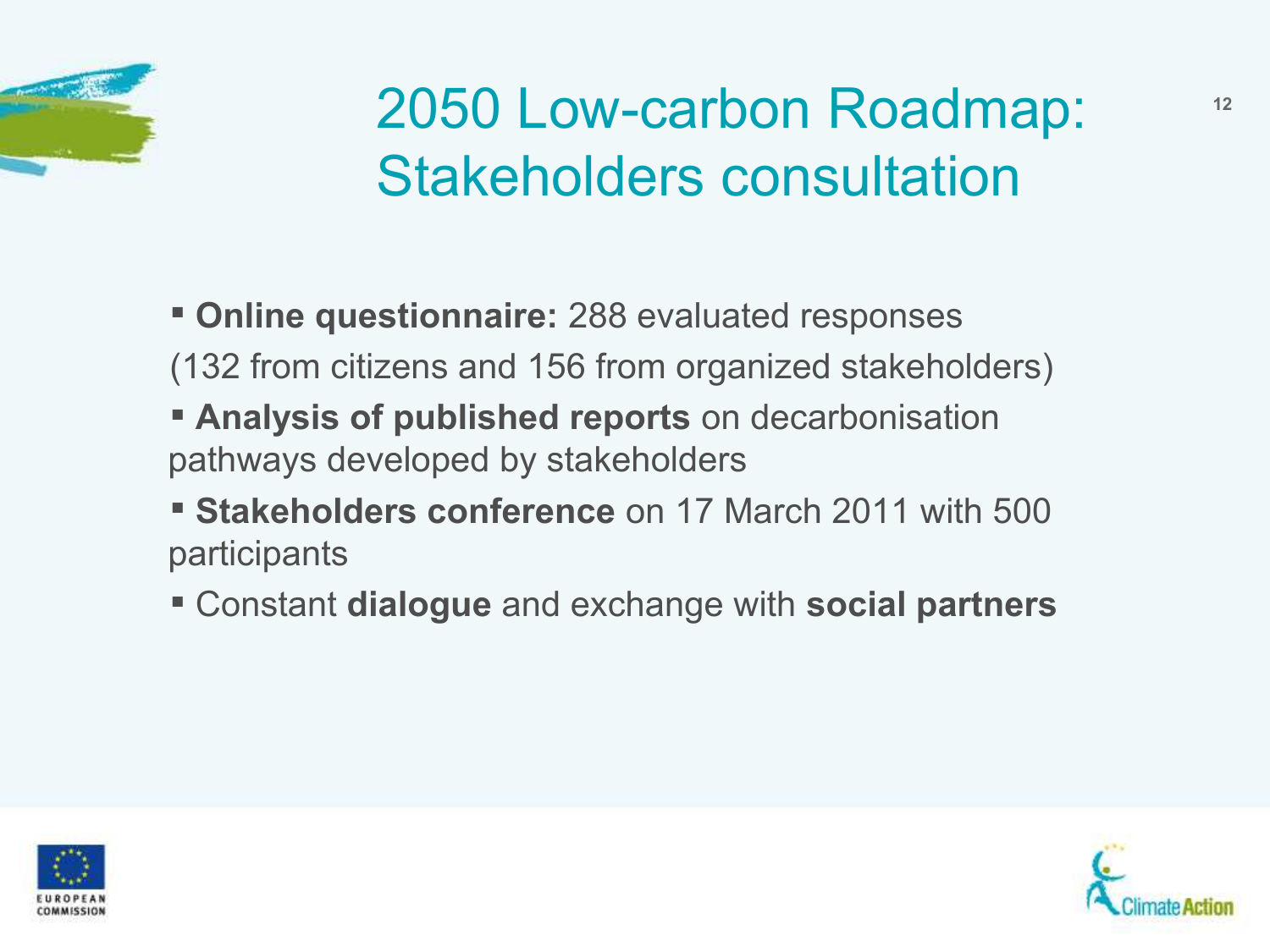# 2050 Low-carbon Roadmap: Stakeholders consultation

- **Online questionnaire:** 288 evaluated responses (132 from citizens and 156 from organized stakeholders)
- **Analysis of published reports** on decarbonisation pathways developed by stakeholders
- **Stakeholders conference** on 17 March 2011 with 500 participants
- Constant **dialogue** and exchange with **social partners**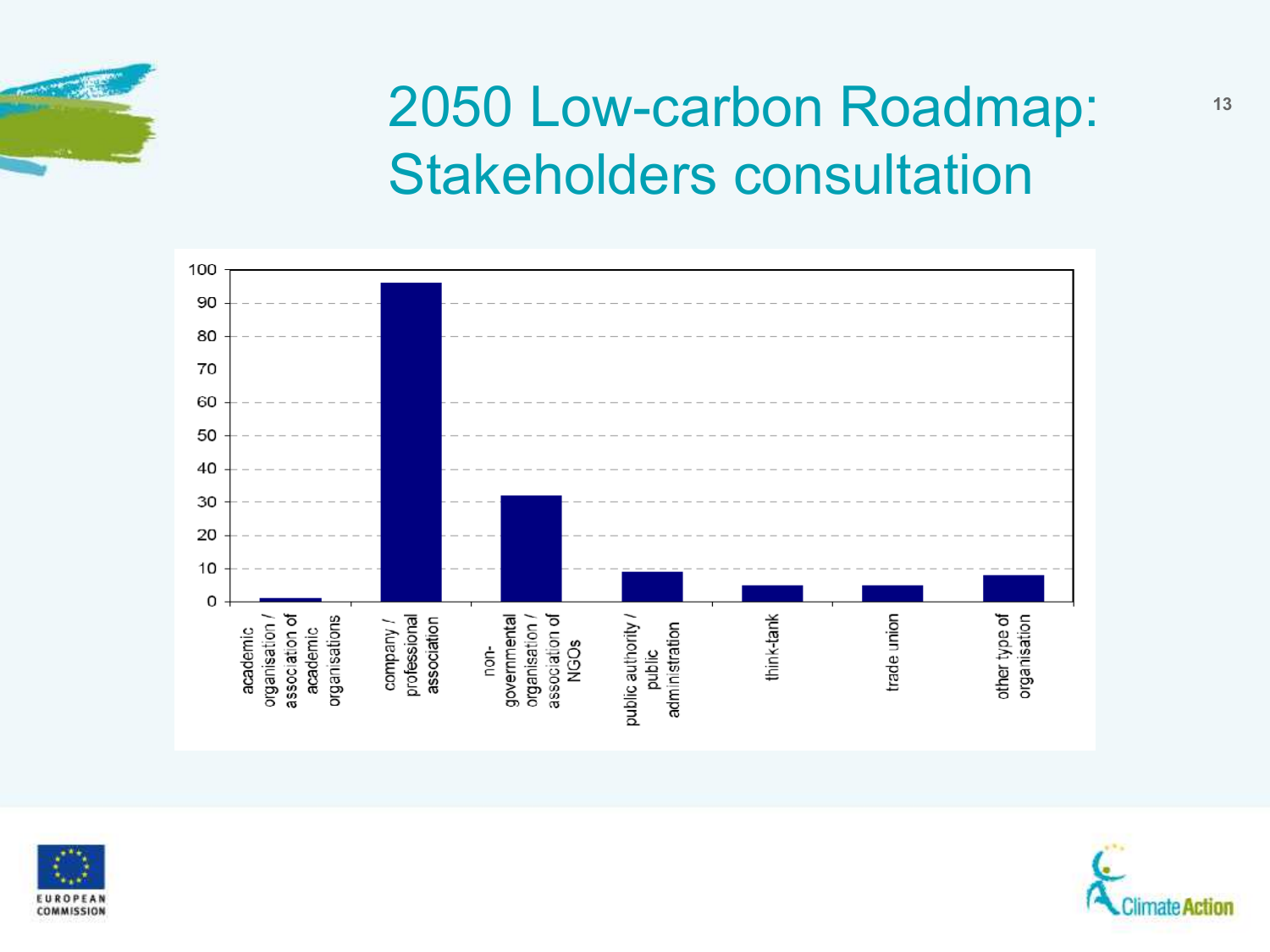# 2050 Low-carbon Roadmap: Stakeholders consultation

100
90
80
70
60
50
40
30
20
10
0

academic organisation / association of academic organisations
company / professional association
non-governmental organisation / association of NGOs
public authority / public administration
think-tank
trade union
other type of organisation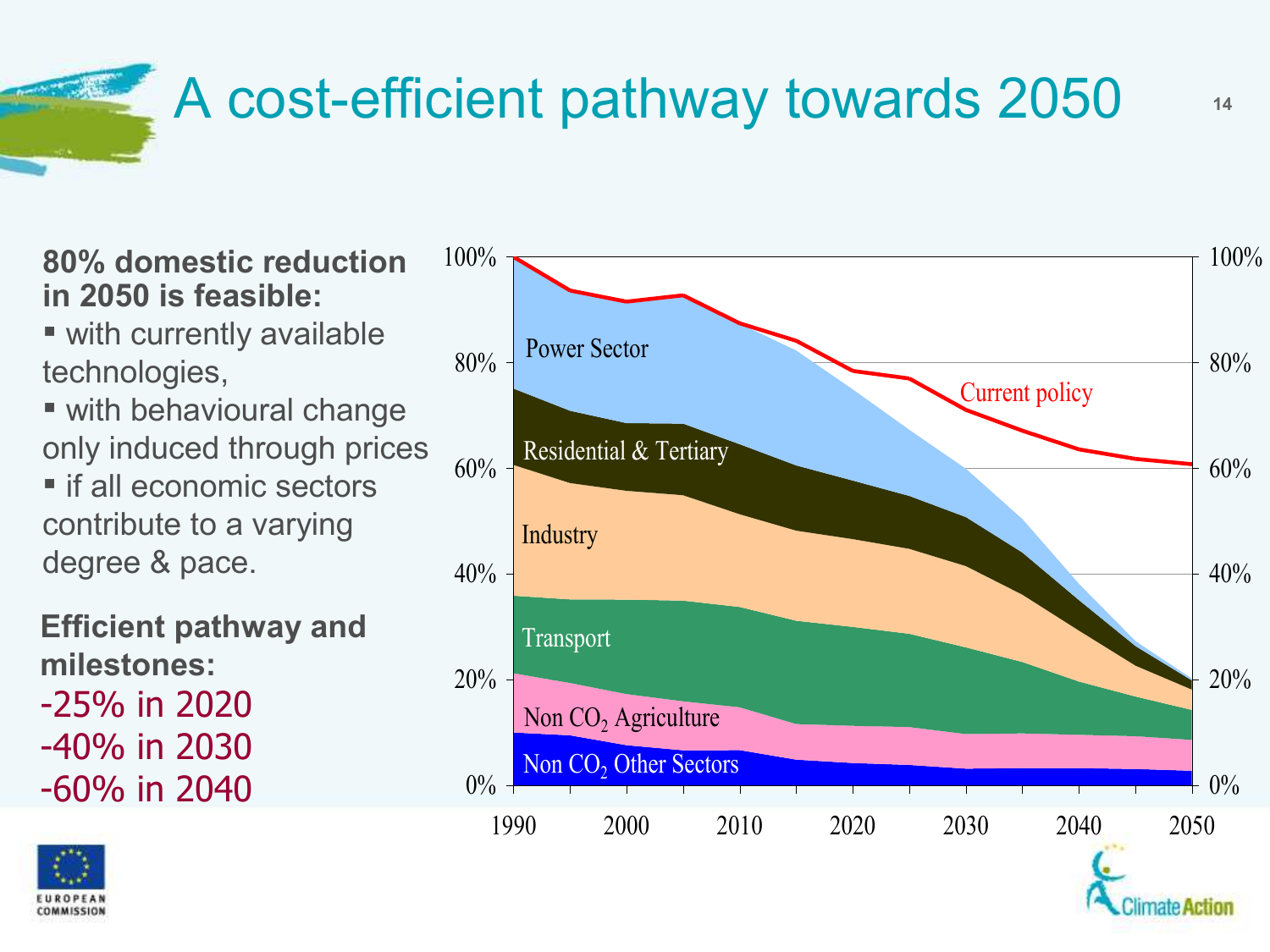# A cost-efficient pathway towards 2050

**80% domestic reduction in 2050 is feasible:**

- with currently available technologies,
- with behavioural change only induced through prices
- if all economic sectors contribute to a varying degree & pace.

**Efficient pathway and milestones:**

-25% in 2020
-40% in 2030
-60% in 2040

100%
80%
60%
40%
20%
0%

Power Sector
Residential & Tertiary
Industry
Transport
Non $CO_2$ Agriculture
Non $CO_2$ Other Sectors
Current policy

1990
2000
2010
2020
2030
2040
2050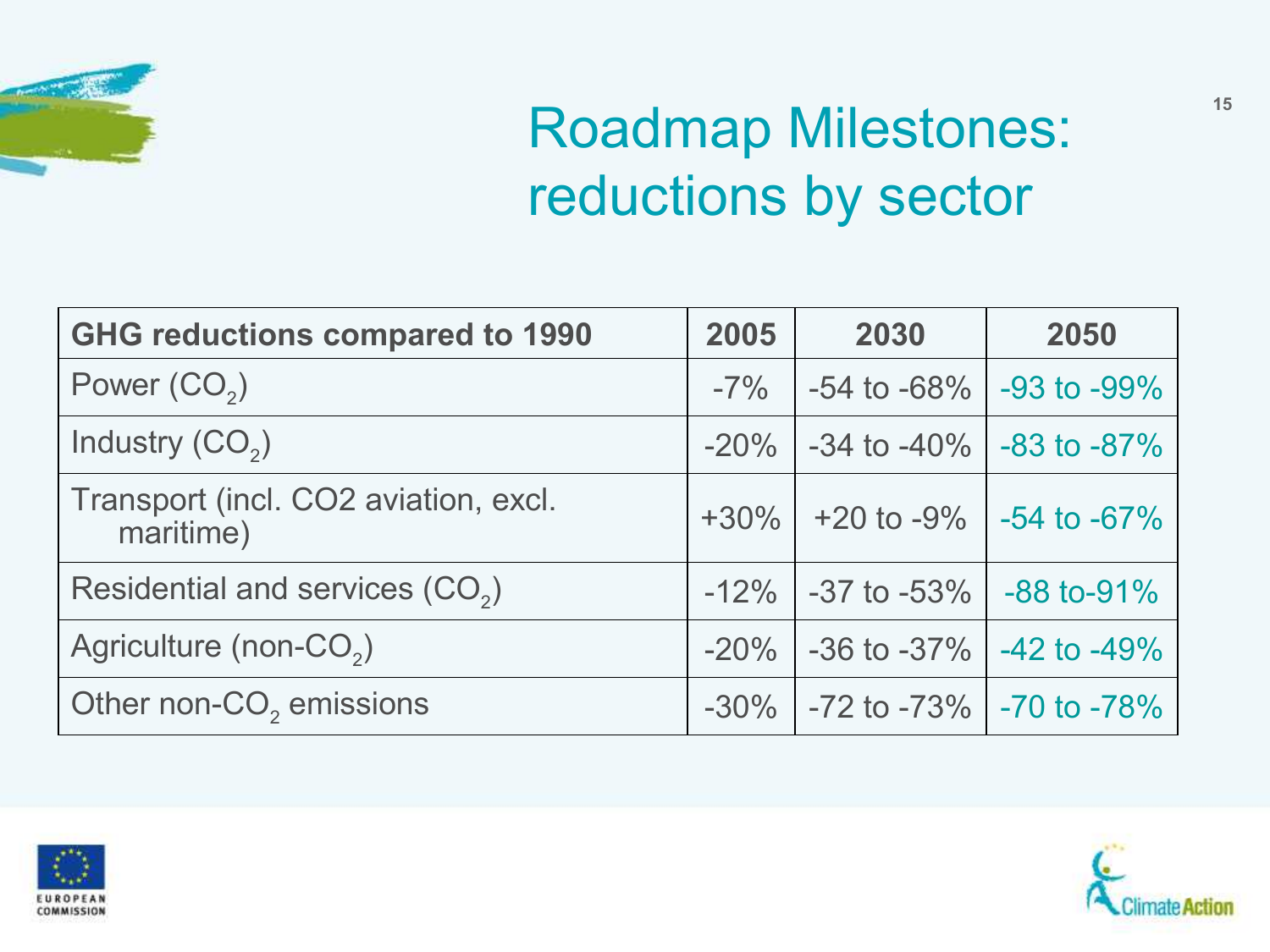# Roadmap Milestones: reductions by sector

| GHG reductions compared to 1990 | 2005 | 2030 | 2050 |
|---|---|---|---|
| Power ($CO_2$) | -7% | -54 to -68% | -93 to -99% |
| Industry ($CO_2$) | -20% | -34 to -40% | -83 to -87% |
| Transport (incl. CO2 aviation, excl. maritime) | +30% | +20 to -9% | -54 to -67% |
| Residential and services ($CO_2$) | -12% | -37 to -53% | -88 to-91% |
| Agriculture (non-$CO_2$) | -20% | -36 to -37% | -42 to -49% |
| Other non-$CO_2$ emissions | -30% | -72 to -73% | -70 to -78% |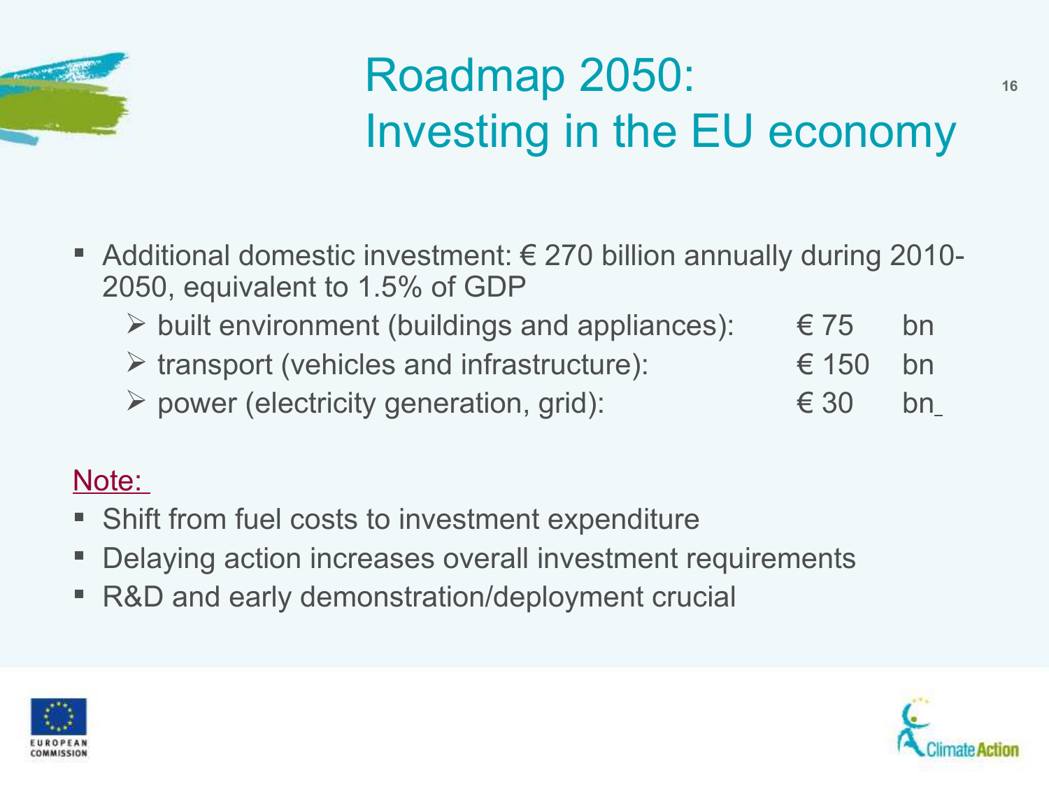# Roadmap 2050: Investing in the EU economy

- Additional domestic investment: € 270 billion annually during 2010-2050, equivalent to 1.5% of GDP
  - built environment (buildings and appliances): € 75 bn
  - transport (vehicles and infrastructure): € 150 bn
  - power (electricity generation, grid): € 30 bn

Note:

- Shift from fuel costs to investment expenditure
- Delaying action increases overall investment requirements
- R&D and early demonstration/deployment crucial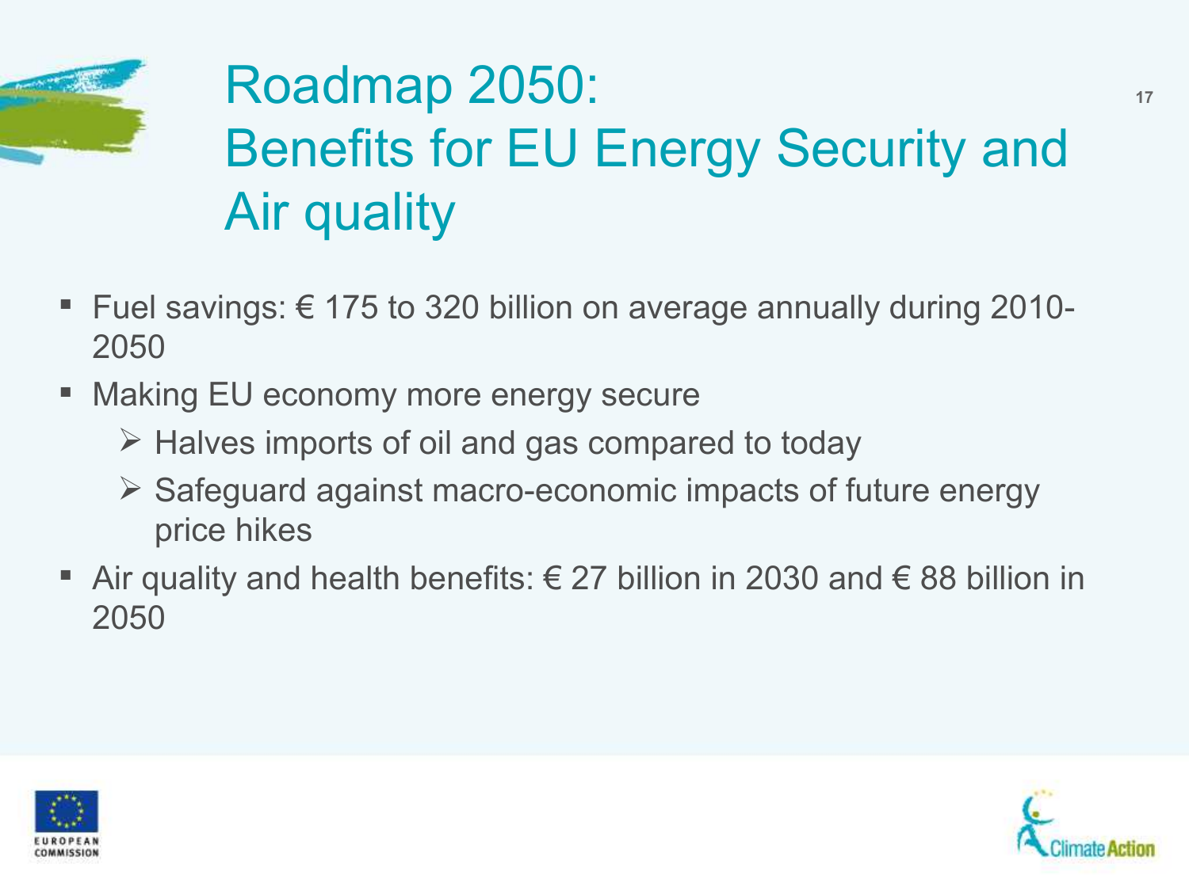# Roadmap 2050: Benefits for EU Energy Security and Air quality

- Fuel savings: € 175 to 320 billion on average annually during 2010-2050
- Making EU economy more energy secure
  - Halves imports of oil and gas compared to today
  - Safeguard against macro-economic impacts of future energy price hikes
- Air quality and health benefits: € 27 billion in 2030 and € 88 billion in 2050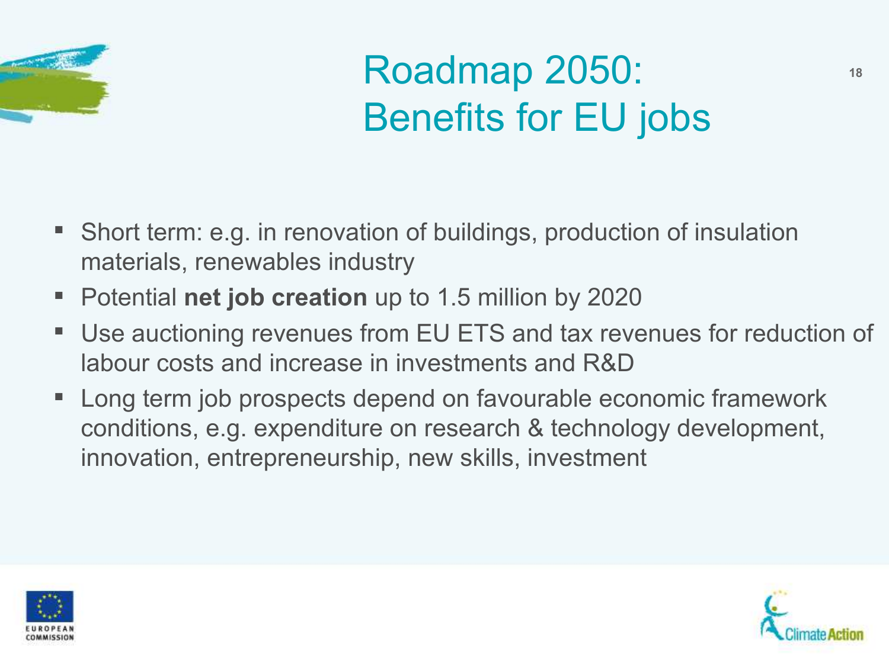# Roadmap 2050: Benefits for EU jobs

- Short term: e.g. in renovation of buildings, production of insulation materials, renewables industry
- Potential **net job creation** up to 1.5 million by 2020
- Use auctioning revenues from EU ETS and tax revenues for reduction of labour costs and increase in investments and R&D
- Long term job prospects depend on favourable economic framework conditions, e.g. expenditure on research & technology development, innovation, entrepreneurship, new skills, investment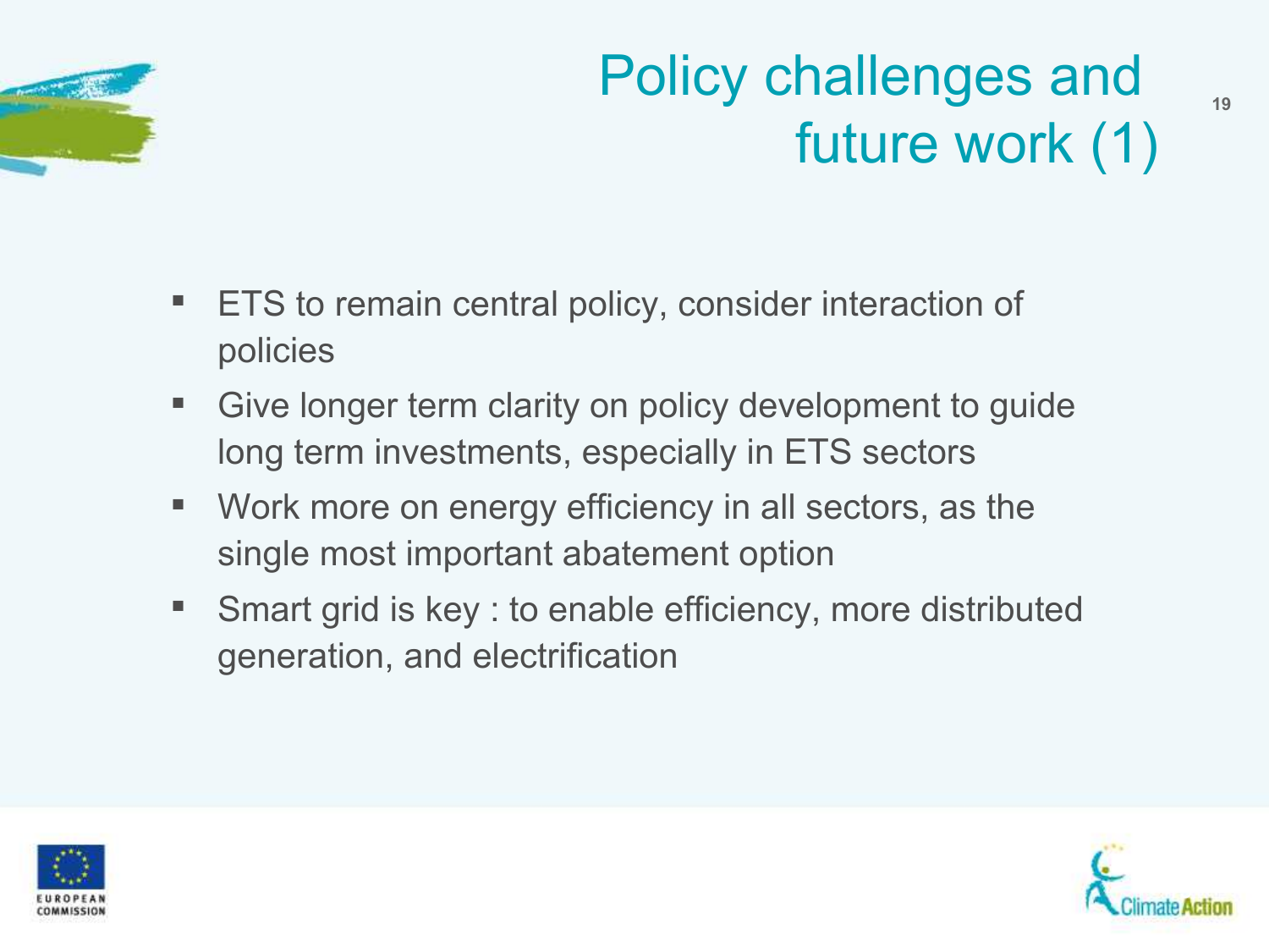# Policy challenges and future work (1)

- ETS to remain central policy, consider interaction of policies
- Give longer term clarity on policy development to guide long term investments, especially in ETS sectors
- Work more on energy efficiency in all sectors, as the single most important abatement option
- Smart grid is key : to enable efficiency, more distributed generation, and electrification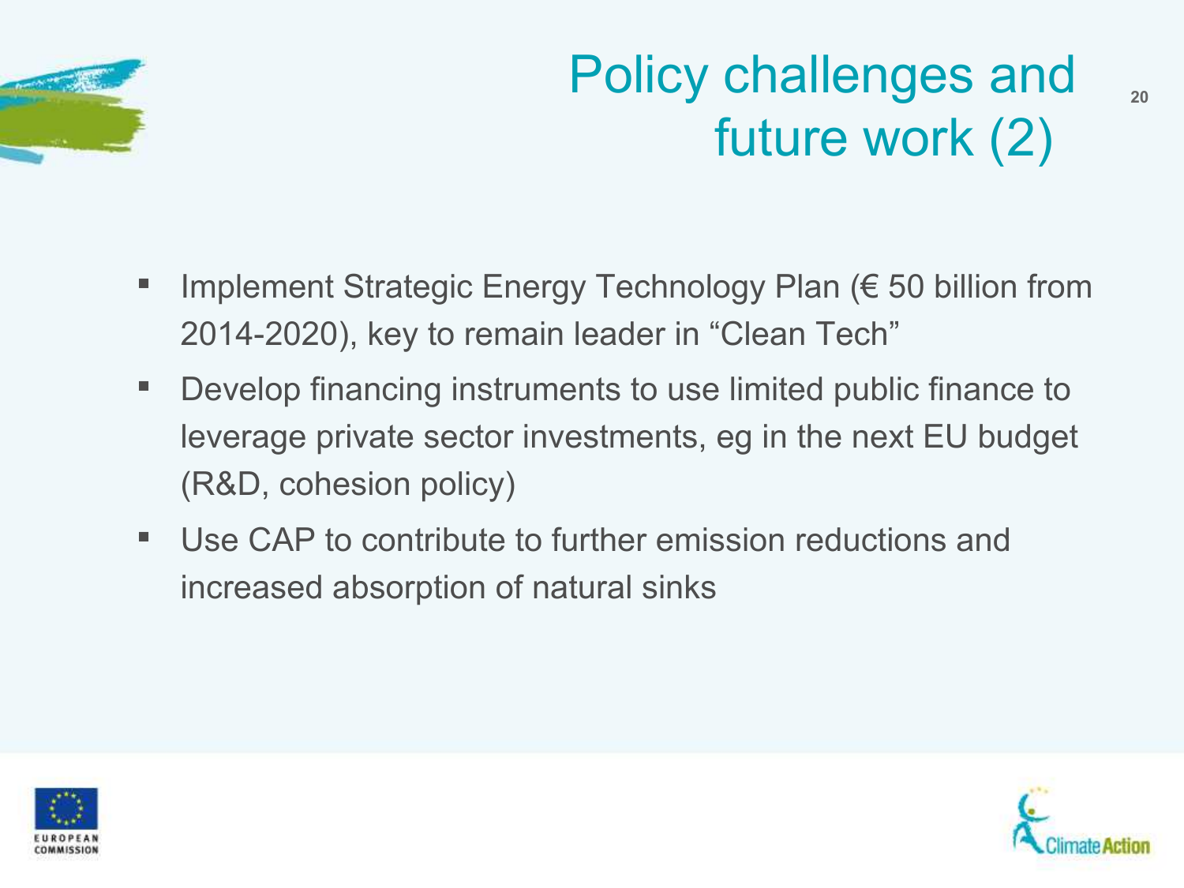# Policy challenges and future work (2)

- Implement Strategic Energy Technology Plan (€ 50 billion from 2014-2020), key to remain leader in "Clean Tech"
- Develop financing instruments to use limited public finance to leverage private sector investments, eg in the next EU budget (R&D, cohesion policy)
- Use CAP to contribute to further emission reductions and increased absorption of natural sinks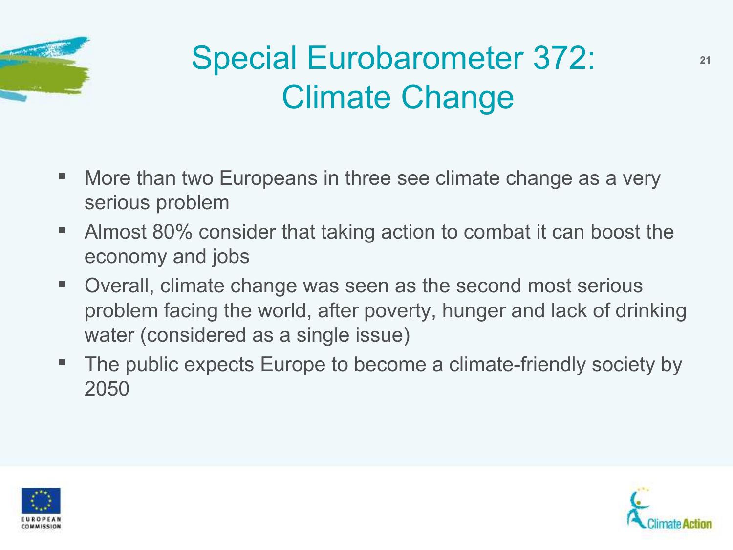# Special Eurobarometer 372: Climate Change

- More than two Europeans in three see climate change as a very serious problem
- Almost 80% consider that taking action to combat it can boost the economy and jobs
- Overall, climate change was seen as the second most serious problem facing the world, after poverty, hunger and lack of drinking water (considered as a single issue)
- The public expects Europe to become a climate-friendly society by 2050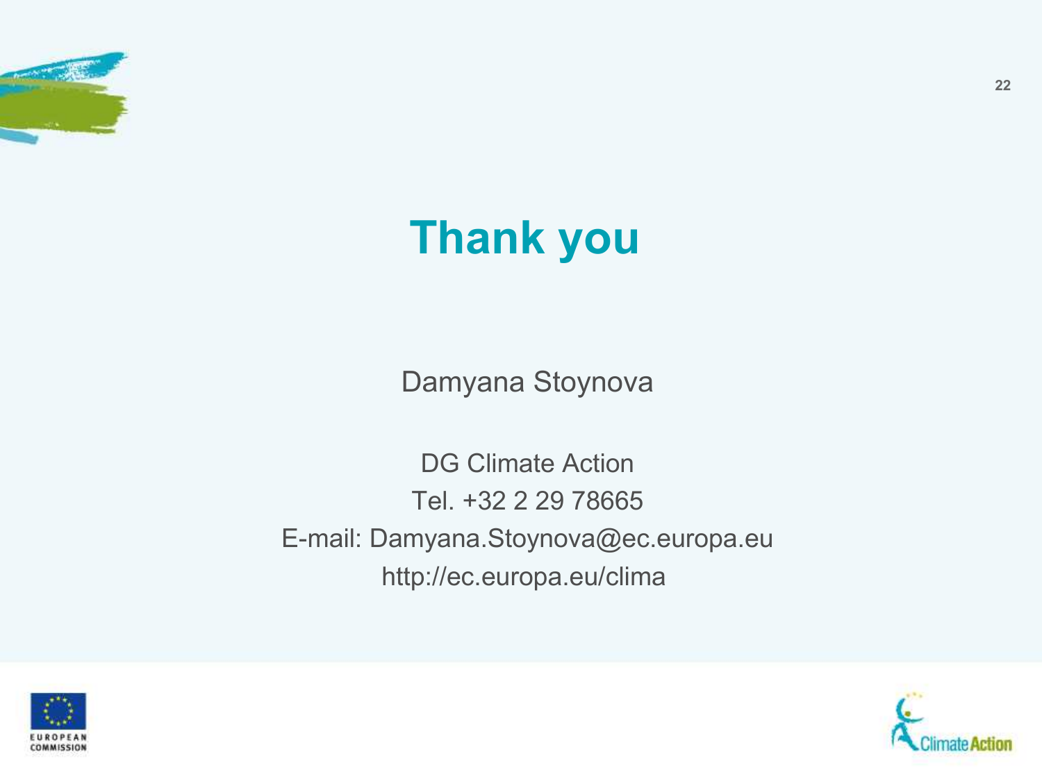# Thank you

Damyana Stoynova

DG Climate Action

Tel. +32 2 29 78665

E-mail: Damyana.Stoynova@ec.europa.eu

http://ec.europa.eu/clima